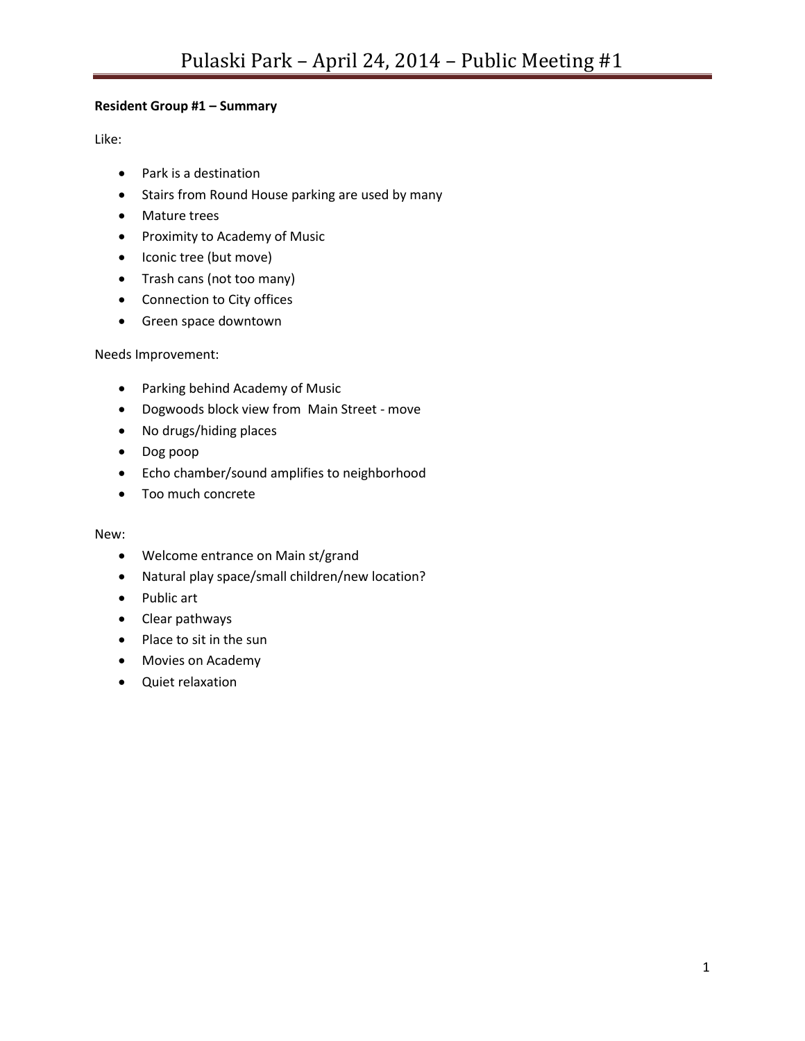# Pulaski Park – April 24, 2014 – Public Meeting #1

**Resident Group #1 – Summary**

Like:

- Park is a destination
- Stairs from Round House parking are used by many
- Mature trees
- Proximity to Academy of Music
- Iconic tree (but move)
- Trash cans (not too many)
- Connection to City offices
- Green space downtown

Needs Improvement:

- Parking behind Academy of Music
- Dogwoods block view from Main Street - move
- No drugs/hiding places
- Dog poop
- Echo chamber/sound amplifies to neighborhood
- Too much concrete

New:

- Welcome entrance on Main st/grand
- Natural play space/small children/new location?
- Public art
- Clear pathways
- Place to sit in the sun
- Movies on Academy
- Quiet relaxation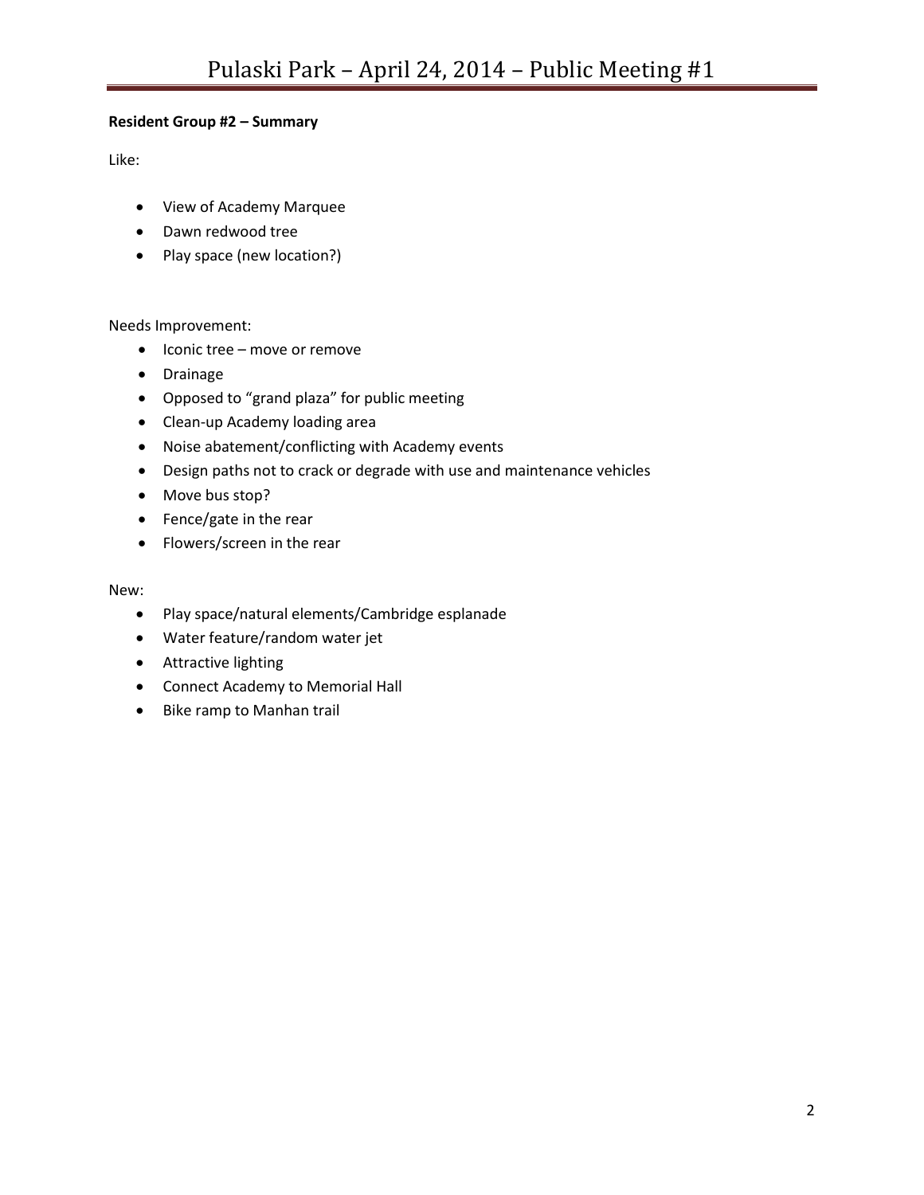**Resident Group #2 – Summary**

Like:

- View of Academy Marquee
- Dawn redwood tree
- Play space (new location?)

Needs Improvement:

- Iconic tree – move or remove
- Drainage
- Opposed to "grand plaza" for public meeting
- Clean-up Academy loading area
- Noise abatement/conflicting with Academy events
- Design paths not to crack or degrade with use and maintenance vehicles
- Move bus stop?
- Fence/gate in the rear
- Flowers/screen in the rear

New:

- Play space/natural elements/Cambridge esplanade
- Water feature/random water jet
- Attractive lighting
- Connect Academy to Memorial Hall
- Bike ramp to Manhan trail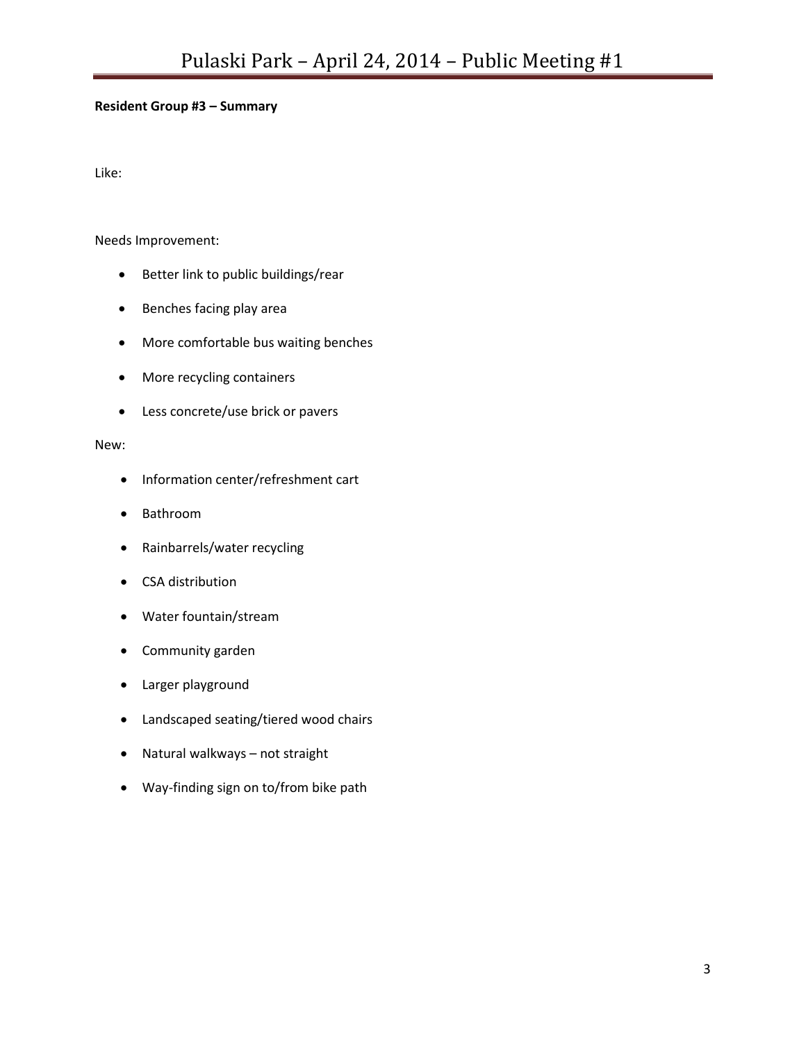**Resident Group #3 – Summary**

Like:

Needs Improvement:

- Better link to public buildings/rear
- Benches facing play area
- More comfortable bus waiting benches
- More recycling containers
- Less concrete/use brick or pavers

New:

- Information center/refreshment cart
- Bathroom
- Rainbarrels/water recycling
- CSA distribution
- Water fountain/stream
- Community garden
- Larger playground
- Landscaped seating/tiered wood chairs
- Natural walkways – not straight
- Way-finding sign on to/from bike path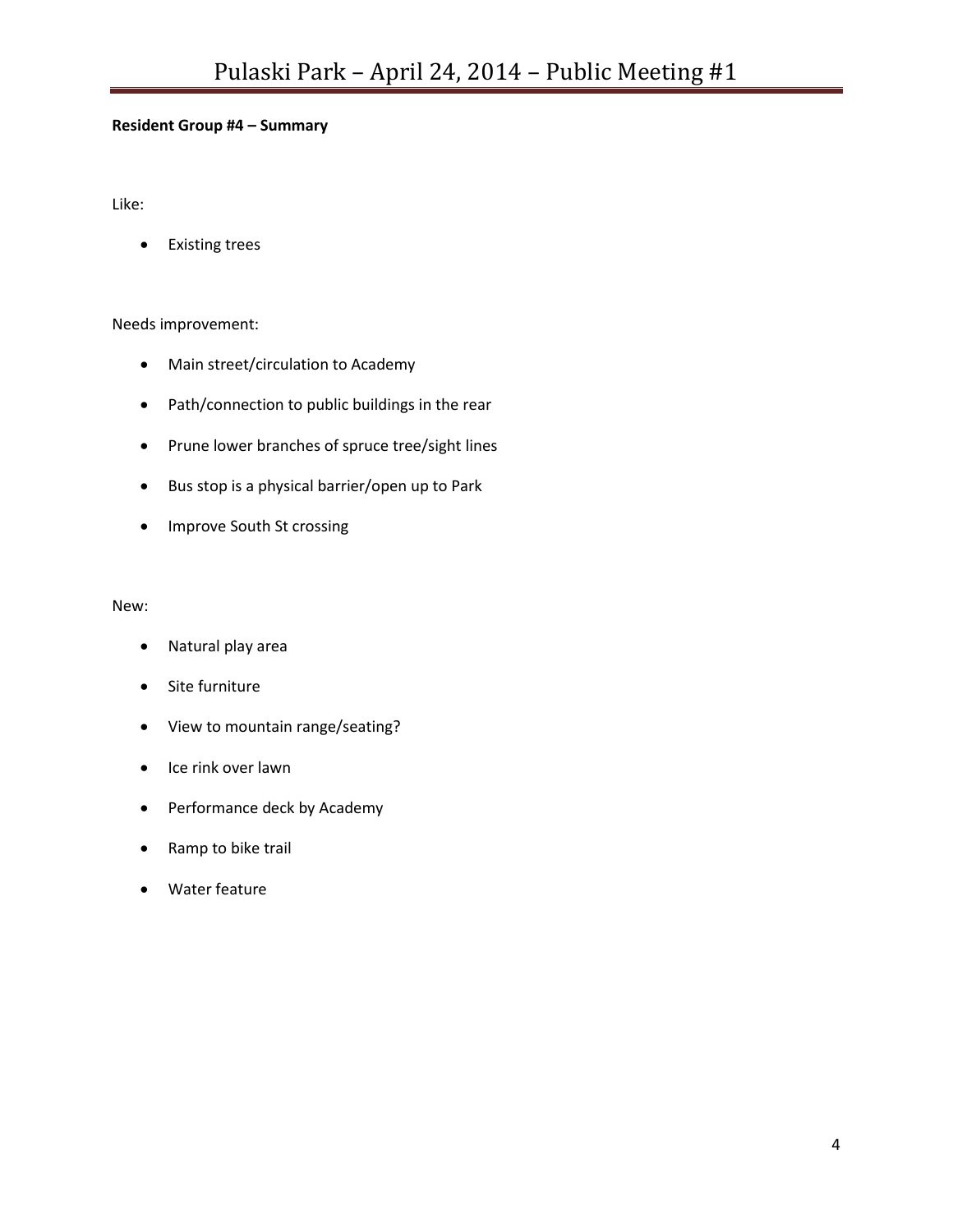**Resident Group #4 – Summary**

Like:

- Existing trees

Needs improvement:

- Main street/circulation to Academy
- Path/connection to public buildings in the rear
- Prune lower branches of spruce tree/sight lines
- Bus stop is a physical barrier/open up to Park
- Improve South St crossing

New:

- Natural play area
- Site furniture
- View to mountain range/seating?
- Ice rink over lawn
- Performance deck by Academy
- Ramp to bike trail
- Water feature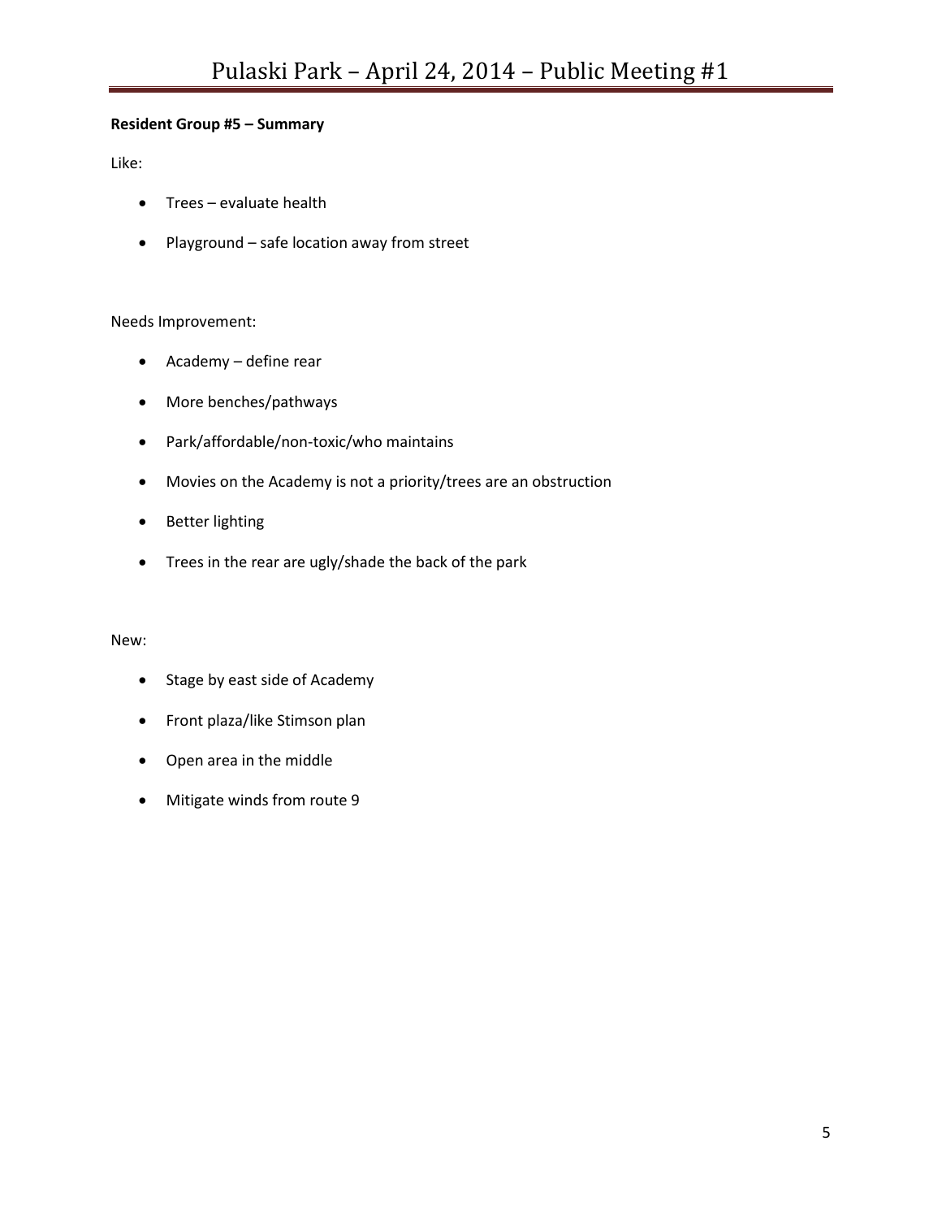**Resident Group #5 – Summary**

Like:

- Trees – evaluate health
- Playground – safe location away from street

Needs Improvement:

- Academy – define rear
- More benches/pathways
- Park/affordable/non-toxic/who maintains
- Movies on the Academy is not a priority/trees are an obstruction
- Better lighting
- Trees in the rear are ugly/shade the back of the park

New:

- Stage by east side of Academy
- Front plaza/like Stimson plan
- Open area in the middle
- Mitigate winds from route 9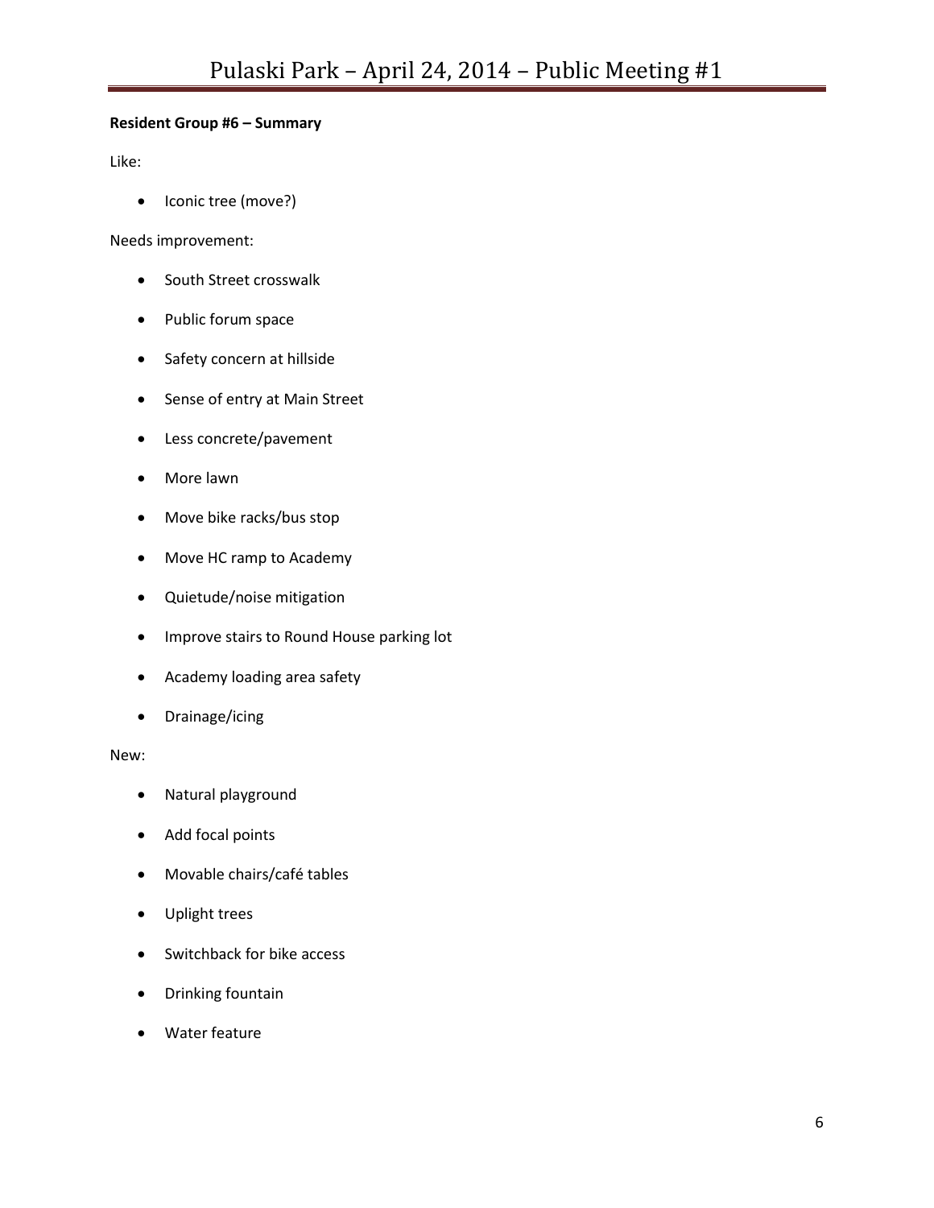**Resident Group #6 – Summary**

Like:

- Iconic tree (move?)

Needs improvement:

- South Street crosswalk
- Public forum space
- Safety concern at hillside
- Sense of entry at Main Street
- Less concrete/pavement
- More lawn
- Move bike racks/bus stop
- Move HC ramp to Academy
- Quietude/noise mitigation
- Improve stairs to Round House parking lot
- Academy loading area safety
- Drainage/icing

New:

- Natural playground
- Add focal points
- Movable chairs/café tables
- Uplight trees
- Switchback for bike access
- Drinking fountain
- Water feature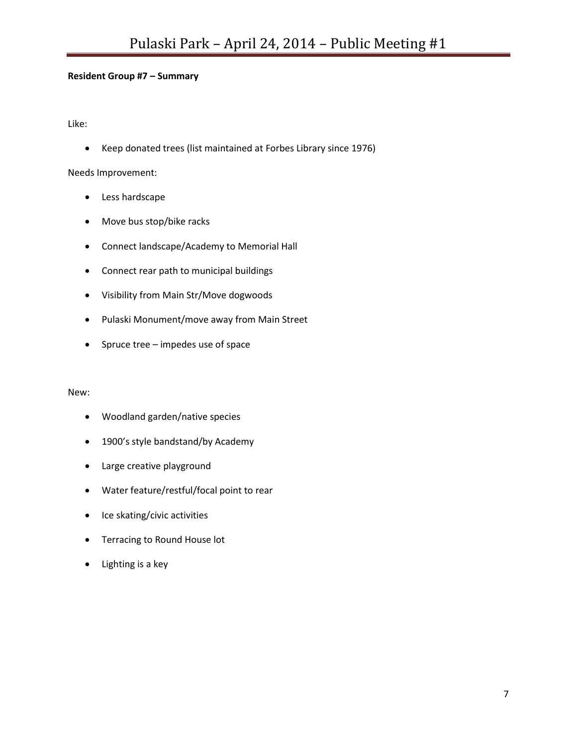**Resident Group #7 – Summary**

Like:

- Keep donated trees (list maintained at Forbes Library since 1976)

Needs Improvement:

- Less hardscape
- Move bus stop/bike racks
- Connect landscape/Academy to Memorial Hall
- Connect rear path to municipal buildings
- Visibility from Main Str/Move dogwoods
- Pulaski Monument/move away from Main Street
- Spruce tree – impedes use of space

New:

- Woodland garden/native species
- 1900's style bandstand/by Academy
- Large creative playground
- Water feature/restful/focal point to rear
- Ice skating/civic activities
- Terracing to Round House lot
- Lighting is a key